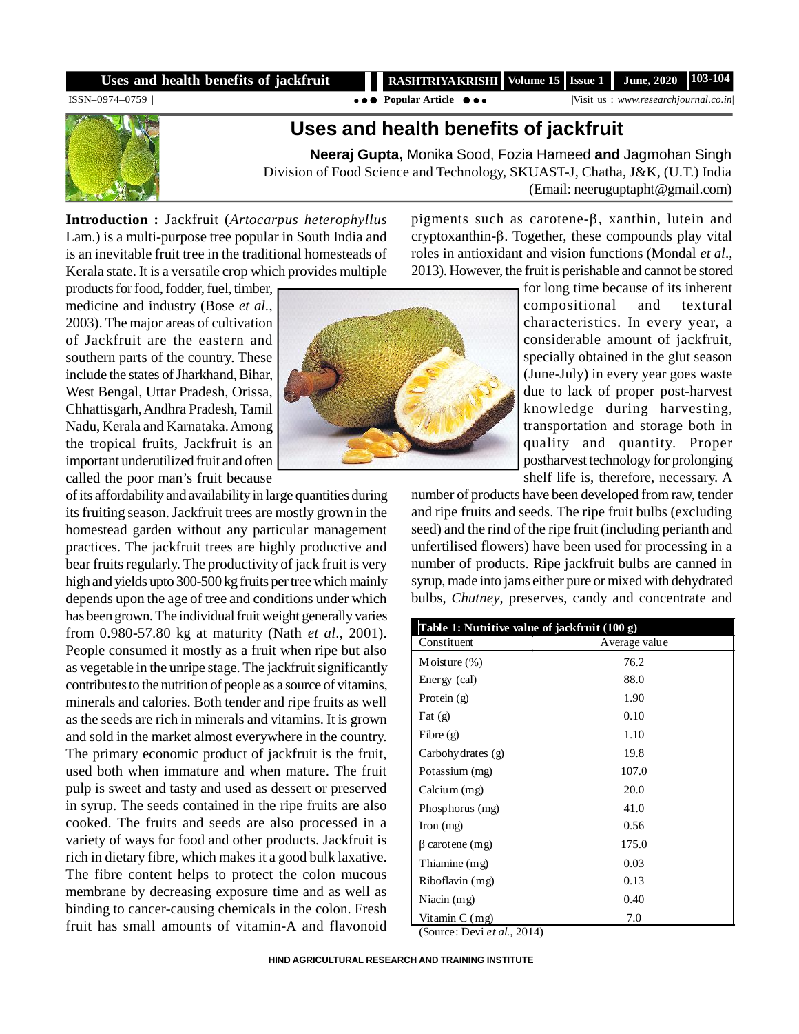# Uses and health benefits of jackfruit

**Neeraj Gupta,** Monika Sood, Fozia Hameed **and** Jagmohan Singh

Division of Food Science and Technology, SKUAST-J, Chatha, J&K, (U.T.) India

(Email: neeruguptapht@gmail.com)

**Introduction :** Jackfruit (*Artocarpus heterophyllus* Lam.) is a multi-purpose tree popular in South India and is an inevitable fruit tree in the traditional homesteads of Kerala state. It is a versatile crop which provides multiple products for food, fodder, fuel, timber, medicine and industry (Bose *et al.*, 2003). The major areas of cultivation of Jackfruit are the eastern and southern parts of the country. These include the states of Jharkhand, Bihar, West Bengal, Uttar Pradesh, Orissa, Chhattisgarh, Andhra Pradesh, Tamil Nadu, Kerala and Karnataka. Among the tropical fruits, Jackfruit is an important underutilized fruit and often called the poor man's fruit because of its affordability and availability in large quantities during its fruiting season. Jackfruit trees are mostly grown in the homestead garden without any particular management practices. The jackfruit trees are highly productive and bear fruits regularly. The productivity of jack fruit is very high and yields upto 300-500 kg fruits per tree which mainly depends upon the age of tree and conditions under which has been grown. The individual fruit weight generally varies from 0.980-57.80 kg at maturity (Nath *et al*., 2001). People consumed it mostly as a fruit when ripe but also as vegetable in the unripe stage. The jackfruit significantly contributes to the nutrition of people as a source of vitamins, minerals and calories. Both tender and ripe fruits as well as the seeds are rich in minerals and vitamins. It is grown and sold in the market almost everywhere in the country. The primary economic product of jackfruit is the fruit, used both when immature and when mature. The fruit pulp is sweet and tasty and used as dessert or preserved in syrup. The seeds contained in the ripe fruits are also cooked. The fruits and seeds are also processed in a variety of ways for food and other products. Jackfruit is rich in dietary fibre, which makes it a good bulk laxative. The fibre content helps to protect the colon mucous membrane by decreasing exposure time and as well as binding to cancer-causing chemicals in the colon. Fresh fruit has small amounts of vitamin-A and flavonoid pigments such as carotene-β, xanthin, lutein and cryptoxanthin-β. Together, these compounds play vital roles in antioxidant and vision functions (Mondal *et al*., 2013). However, the fruit is perishable and cannot be stored for long time because of its inherent compositional and textural characteristics. In every year, a considerable amount of jackfruit, specially obtained in the glut season (June-July) in every year goes waste due to lack of proper post-harvest knowledge during harvesting, transportation and storage both in quality and quantity. Proper postharvest technology for prolonging shelf life is, therefore, necessary. A number of products have been developed from raw, tender and ripe fruits and seeds. The ripe fruit bulbs (excluding seed) and the rind of the ripe fruit (including perianth and unfertilised flowers) have been used for processing in a number of products. Ripe jackfruit bulbs are canned in syrup, made into jams either pure or mixed with dehydrated bulbs, *Chutney*, preserves, candy and concentrate and

**Table 1: Nutritive value of jackfruit (100 g)**

| Constituent | Average value |
|---|---|
| Moisture (%) | 76.2 |
| Energy (cal) | 88.0 |
| Protein (g) | 1.90 |
| Fat (g) | 0.10 |
| Fibre (g) | 1.10 |
| Carbohydrates (g) | 19.8 |
| Potassium (mg) | 107.0 |
| Calcium (mg) | 20.0 |
| Phosphorus (mg) | 41.0 |
| Iron (mg) | 0.56 |
| β carotene (mg) | 175.0 |
| Thiamine (mg) | 0.03 |
| Riboflavin (mg) | 0.13 |
| Niacin (mg) | 0.40 |
| Vitamin C (mg) | 7.0 |

(Source: Devi *et al.*, 2014)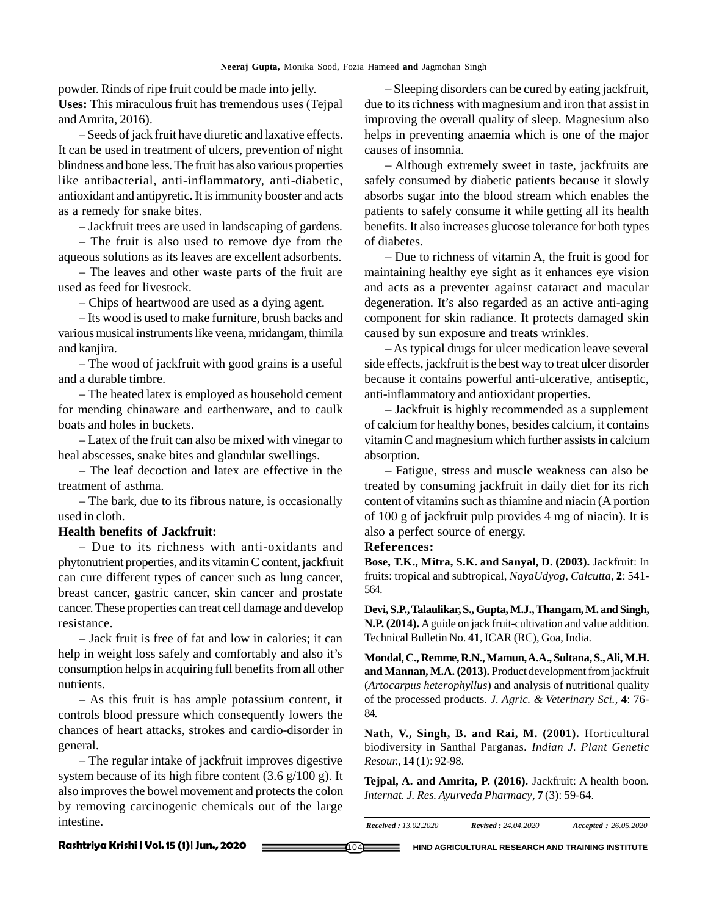powder. Rinds of ripe fruit could be made into jelly.

**Uses:** This miraculous fruit has tremendous uses (Tejpal and Amrita, 2016).

– Seeds of jack fruit have diuretic and laxative effects. It can be used in treatment of ulcers, prevention of night blindness and bone less. The fruit has also various properties like antibacterial, anti-inflammatory, anti-diabetic, antioxidant and antipyretic. It is immunity booster and acts as a remedy for snake bites.

– Jackfruit trees are used in landscaping of gardens.

– The fruit is also used to remove dye from the aqueous solutions as its leaves are excellent adsorbents.

– The leaves and other waste parts of the fruit are used as feed for livestock.

– Chips of heartwood are used as a dying agent.

– Its wood is used to make furniture, brush backs and various musical instruments like veena, mridangam, thimila and kanjira.

– The wood of jackfruit with good grains is a useful and a durable timbre.

– The heated latex is employed as household cement for mending chinaware and earthenware, and to caulk boats and holes in buckets.

– Latex of the fruit can also be mixed with vinegar to heal abscesses, snake bites and glandular swellings.

– The leaf decoction and latex are effective in the treatment of asthma.

– The bark, due to its fibrous nature, is occasionally used in cloth.

**Health benefits of Jackfruit:**

– Due to its richness with anti-oxidants and phytonutrient properties, and its vitamin C content, jackfruit can cure different types of cancer such as lung cancer, breast cancer, gastric cancer, skin cancer and prostate cancer. These properties can treat cell damage and develop resistance.

– Jack fruit is free of fat and low in calories; it can help in weight loss safely and comfortably and also it's consumption helps in acquiring full benefits from all other nutrients.

– As this fruit is has ample potassium content, it controls blood pressure which consequently lowers the chances of heart attacks, strokes and cardio-disorder in general.

– The regular intake of jackfruit improves digestive system because of its high fibre content (3.6 g/100 g). It also improves the bowel movement and protects the colon by removing carcinogenic chemicals out of the large intestine.

– Sleeping disorders can be cured by eating jackfruit, due to its richness with magnesium and iron that assist in improving the overall quality of sleep. Magnesium also helps in preventing anaemia which is one of the major causes of insomnia.

– Although extremely sweet in taste, jackfruits are safely consumed by diabetic patients because it slowly absorbs sugar into the blood stream which enables the patients to safely consume it while getting all its health benefits. It also increases glucose tolerance for both types of diabetes.

– Due to richness of vitamin A, the fruit is good for maintaining healthy eye sight as it enhances eye vision and acts as a preventer against cataract and macular degeneration. It's also regarded as an active anti-aging component for skin radiance. It protects damaged skin caused by sun exposure and treats wrinkles.

– As typical drugs for ulcer medication leave several side effects, jackfruit is the best way to treat ulcer disorder because it contains powerful anti-ulcerative, antiseptic, anti-inflammatory and antioxidant properties.

– Jackfruit is highly recommended as a supplement of calcium for healthy bones, besides calcium, it contains vitamin C and magnesium which further assists in calcium absorption.

– Fatigue, stress and muscle weakness can also be treated by consuming jackfruit in daily diet for its rich content of vitamins such as thiamine and niacin (A portion of 100 g of jackfruit pulp provides 4 mg of niacin). It is also a perfect source of energy.

**References:**

**Bose, T.K., Mitra, S.K. and Sanyal, D. (2003).** Jackfruit: In fruits: tropical and subtropical, *NayaUdyog, Calcutta*, **2**: 541-564.

**Devi, S.P., Talaulikar, S., Gupta, M.J., Thangam, M. and Singh, N.P. (2014).** A guide on jack fruit-cultivation and value addition. Technical Bulletin No. **41**, ICAR (RC), Goa, India.

**Mondal, C., Remme, R.N., Mamun, A.A., Sultana, S., Ali, M.H. and Mannan, M.A. (2013).** Product development from jackfruit (*Artocarpus heterophyllus*) and analysis of nutritional quality of the processed products. *J. Agric. & Veterinary Sci.*, **4**: 76-84.

**Nath, V., Singh, B. and Rai, M. (2001).** Horticultural biodiversity in Santhal Parganas. *Indian J. Plant Genetic Resour.*, **14** (1): 92-98.

**Tejpal, A. and Amrita, P. (2016).** Jackfruit: A health boon. *Internat. J. Res. Ayurveda Pharmacy*, **7** (3): 59-64.

*Received : 13.02.2020* *Revised : 24.04.2020* *Accepted : 26.05.2020*